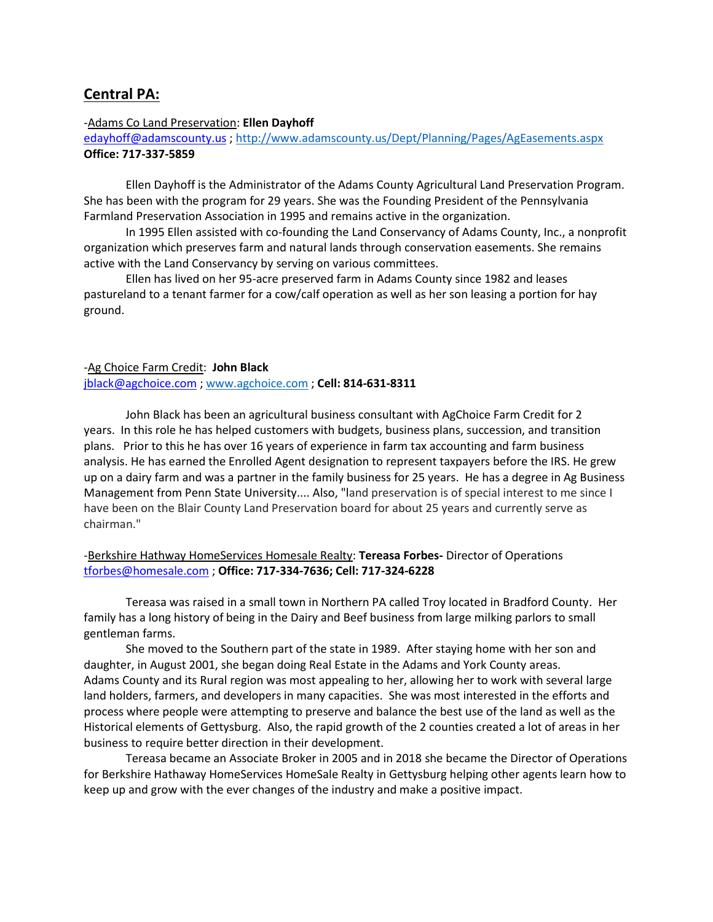## Central PA:

-Adams Co Land Preservation: **Ellen Dayhoff**
edayhoff@adamscounty.us ; http://www.adamscounty.us/Dept/Planning/Pages/AgEasements.aspx
**Office: 717-337-5859**

Ellen Dayhoff is the Administrator of the Adams County Agricultural Land Preservation Program. She has been with the program for 29 years. She was the Founding President of the Pennsylvania Farmland Preservation Association in 1995 and remains active in the organization.

In 1995 Ellen assisted with co-founding the Land Conservancy of Adams County, Inc., a nonprofit organization which preserves farm and natural lands through conservation easements. She remains active with the Land Conservancy by serving on various committees.

Ellen has lived on her 95-acre preserved farm in Adams County since 1982 and leases pastureland to a tenant farmer for a cow/calf operation as well as her son leasing a portion for hay ground.

-Ag Choice Farm Credit: **John Black**
jblack@agchoice.com ; www.agchoice.com ; **Cell: 814-631-8311**

John Black has been an agricultural business consultant with AgChoice Farm Credit for 2 years. In this role he has helped customers with budgets, business plans, succession, and transition plans. Prior to this he has over 16 years of experience in farm tax accounting and farm business analysis. He has earned the Enrolled Agent designation to represent taxpayers before the IRS. He grew up on a dairy farm and was a partner in the family business for 25 years. He has a degree in Ag Business Management from Penn State University.... Also, "land preservation is of special interest to me since I have been on the Blair County Land Preservation board for about 25 years and currently serve as chairman."

-Berkshire Hathway HomeServices Homesale Realty: **Tereasa Forbes-** Director of Operations
tforbes@homesale.com ; **Office: 717-334-7636; Cell: 717-324-6228**

Tereasa was raised in a small town in Northern PA called Troy located in Bradford County. Her family has a long history of being in the Dairy and Beef business from large milking parlors to small gentleman farms.

She moved to the Southern part of the state in 1989. After staying home with her son and daughter, in August 2001, she began doing Real Estate in the Adams and York County areas. Adams County and its Rural region was most appealing to her, allowing her to work with several large land holders, farmers, and developers in many capacities. She was most interested in the efforts and process where people were attempting to preserve and balance the best use of the land as well as the Historical elements of Gettysburg. Also, the rapid growth of the 2 counties created a lot of areas in her business to require better direction in their development.

Tereasa became an Associate Broker in 2005 and in 2018 she became the Director of Operations for Berkshire Hathaway HomeServices HomeSale Realty in Gettysburg helping other agents learn how to keep up and grow with the ever changes of the industry and make a positive impact.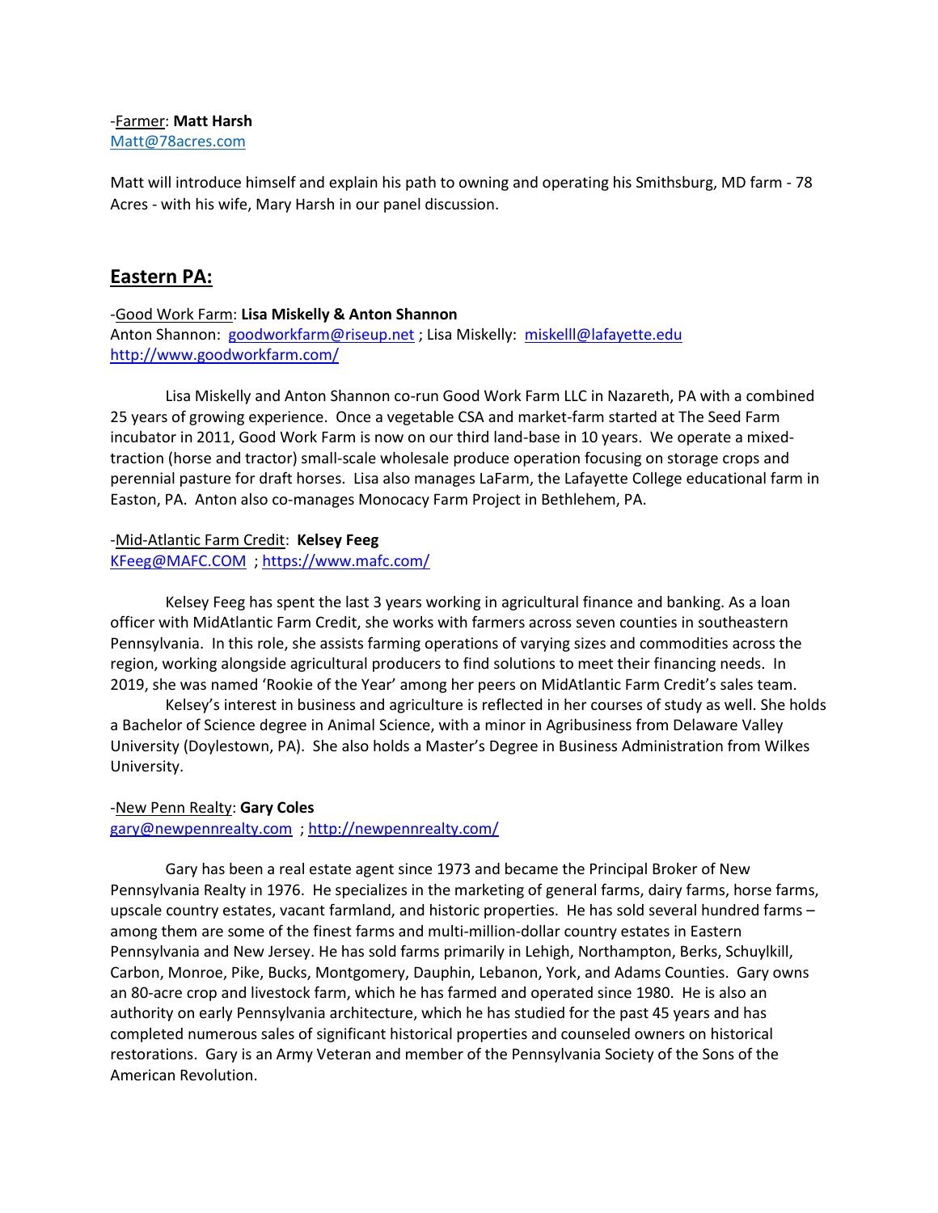-Farmer: **Matt Harsh**
Matt@78acres.com

Matt will introduce himself and explain his path to owning and operating his Smithsburg, MD farm - 78 Acres - with his wife, Mary Harsh in our panel discussion.

## Eastern PA:

-Good Work Farm: **Lisa Miskelly & Anton Shannon**
Anton Shannon: goodworkfarm@riseup.net ; Lisa Miskelly: miskelll@lafayette.edu
http://www.goodworkfarm.com/

Lisa Miskelly and Anton Shannon co-run Good Work Farm LLC in Nazareth, PA with a combined 25 years of growing experience. Once a vegetable CSA and market-farm started at The Seed Farm incubator in 2011, Good Work Farm is now on our third land-base in 10 years. We operate a mixed-traction (horse and tractor) small-scale wholesale produce operation focusing on storage crops and perennial pasture for draft horses. Lisa also manages LaFarm, the Lafayette College educational farm in Easton, PA. Anton also co-manages Monocacy Farm Project in Bethlehem, PA.

-Mid-Atlantic Farm Credit: **Kelsey Feeg**
KFeeg@MAFC.COM ; https://www.mafc.com/

Kelsey Feeg has spent the last 3 years working in agricultural finance and banking. As a loan officer with MidAtlantic Farm Credit, she works with farmers across seven counties in southeastern Pennsylvania. In this role, she assists farming operations of varying sizes and commodities across the region, working alongside agricultural producers to find solutions to meet their financing needs. In 2019, she was named 'Rookie of the Year' among her peers on MidAtlantic Farm Credit's sales team.

Kelsey's interest in business and agriculture is reflected in her courses of study as well. She holds a Bachelor of Science degree in Animal Science, with a minor in Agribusiness from Delaware Valley University (Doylestown, PA). She also holds a Master's Degree in Business Administration from Wilkes University.

-New Penn Realty: **Gary Coles**
gary@newpennrealty.com ; http://newpennrealty.com/

Gary has been a real estate agent since 1973 and became the Principal Broker of New Pennsylvania Realty in 1976. He specializes in the marketing of general farms, dairy farms, horse farms, upscale country estates, vacant farmland, and historic properties. He has sold several hundred farms – among them are some of the finest farms and multi-million-dollar country estates in Eastern Pennsylvania and New Jersey. He has sold farms primarily in Lehigh, Northampton, Berks, Schuylkill, Carbon, Monroe, Pike, Bucks, Montgomery, Dauphin, Lebanon, York, and Adams Counties. Gary owns an 80-acre crop and livestock farm, which he has farmed and operated since 1980. He is also an authority on early Pennsylvania architecture, which he has studied for the past 45 years and has completed numerous sales of significant historical properties and counseled owners on historical restorations. Gary is an Army Veteran and member of the Pennsylvania Society of the Sons of the American Revolution.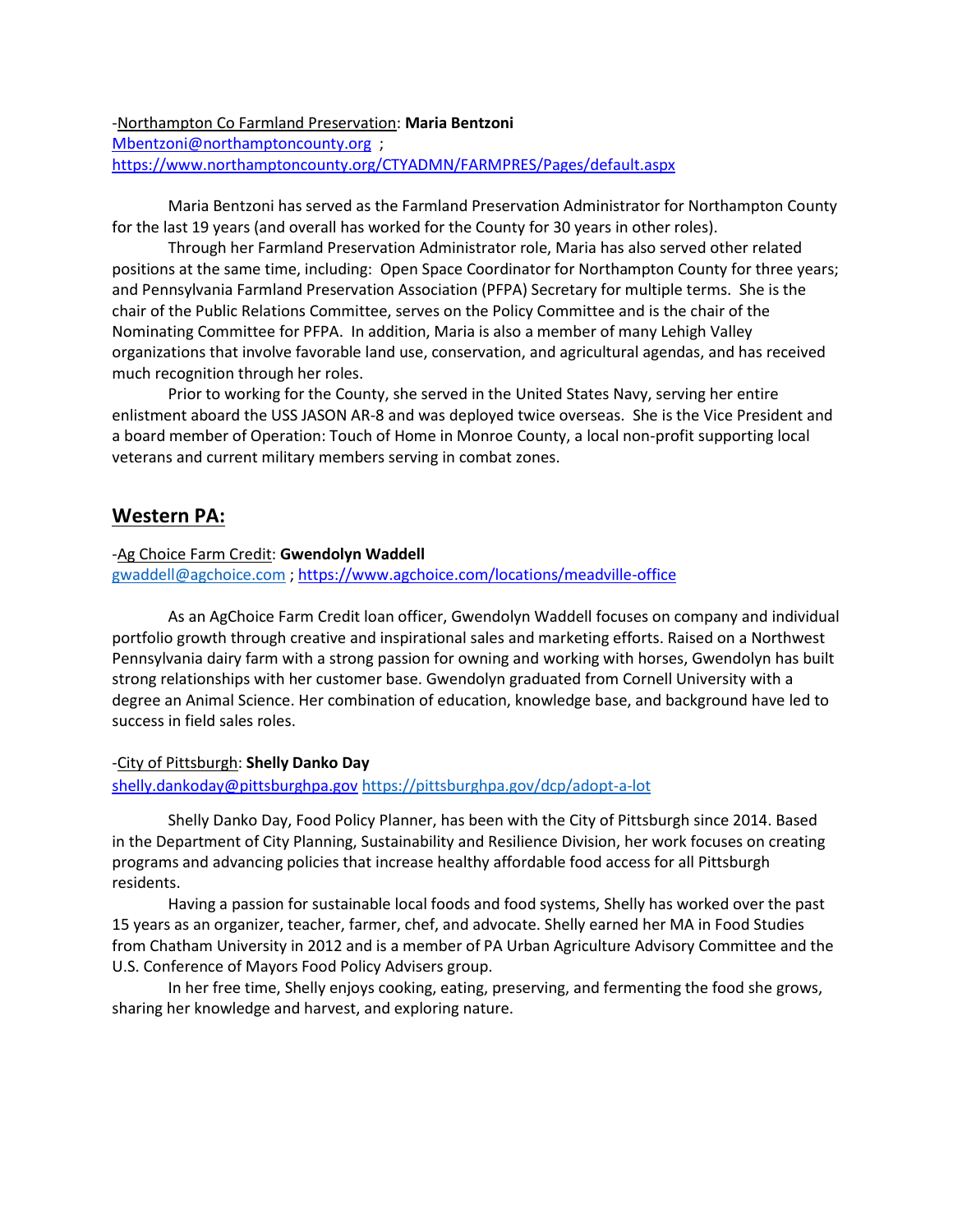-Northampton Co Farmland Preservation: **Maria Bentzoni**
Mbentzoni@northamptoncounty.org ;
https://www.northamptoncounty.org/CTYADMN/FARMPRES/Pages/default.aspx

Maria Bentzoni has served as the Farmland Preservation Administrator for Northampton County for the last 19 years (and overall has worked for the County for 30 years in other roles).

Through her Farmland Preservation Administrator role, Maria has also served other related positions at the same time, including: Open Space Coordinator for Northampton County for three years; and Pennsylvania Farmland Preservation Association (PFPA) Secretary for multiple terms. She is the chair of the Public Relations Committee, serves on the Policy Committee and is the chair of the Nominating Committee for PFPA. In addition, Maria is also a member of many Lehigh Valley organizations that involve favorable land use, conservation, and agricultural agendas, and has received much recognition through her roles.

Prior to working for the County, she served in the United States Navy, serving her entire enlistment aboard the USS JASON AR-8 and was deployed twice overseas. She is the Vice President and a board member of Operation: Touch of Home in Monroe County, a local non-profit supporting local veterans and current military members serving in combat zones.

## Western PA:

-Ag Choice Farm Credit: **Gwendolyn Waddell**
gwaddell@agchoice.com ; https://www.agchoice.com/locations/meadville-office

As an AgChoice Farm Credit loan officer, Gwendolyn Waddell focuses on company and individual portfolio growth through creative and inspirational sales and marketing efforts. Raised on a Northwest Pennsylvania dairy farm with a strong passion for owning and working with horses, Gwendolyn has built strong relationships with her customer base. Gwendolyn graduated from Cornell University with a degree an Animal Science. Her combination of education, knowledge base, and background have led to success in field sales roles.

-City of Pittsburgh: **Shelly Danko Day**
shelly.dankoday@pittsburghpa.gov https://pittsburghpa.gov/dcp/adopt-a-lot

Shelly Danko Day, Food Policy Planner, has been with the City of Pittsburgh since 2014. Based in the Department of City Planning, Sustainability and Resilience Division, her work focuses on creating programs and advancing policies that increase healthy affordable food access for all Pittsburgh residents.

Having a passion for sustainable local foods and food systems, Shelly has worked over the past 15 years as an organizer, teacher, farmer, chef, and advocate. Shelly earned her MA in Food Studies from Chatham University in 2012 and is a member of PA Urban Agriculture Advisory Committee and the U.S. Conference of Mayors Food Policy Advisers group.

In her free time, Shelly enjoys cooking, eating, preserving, and fermenting the food she grows, sharing her knowledge and harvest, and exploring nature.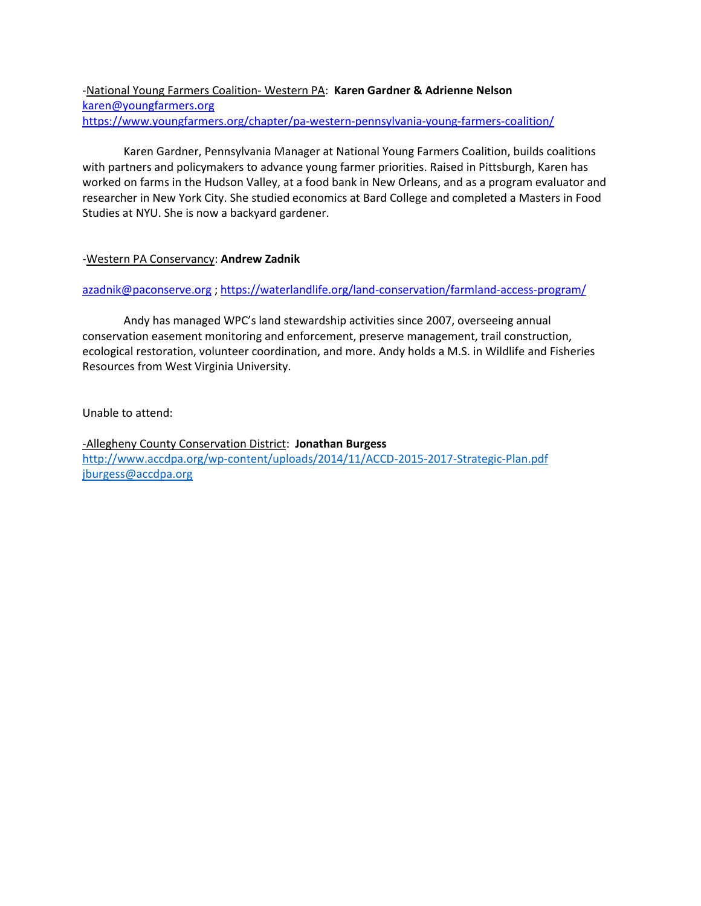-National Young Farmers Coalition- Western PA: **Karen Gardner & Adrienne Nelson**
karen@youngfarmers.org
https://www.youngfarmers.org/chapter/pa-western-pennsylvania-young-farmers-coalition/

Karen Gardner, Pennsylvania Manager at National Young Farmers Coalition, builds coalitions with partners and policymakers to advance young farmer priorities. Raised in Pittsburgh, Karen has worked on farms in the Hudson Valley, at a food bank in New Orleans, and as a program evaluator and researcher in New York City. She studied economics at Bard College and completed a Masters in Food Studies at NYU. She is now a backyard gardener.

-Western PA Conservancy: **Andrew Zadnik**

azadnik@paconserve.org ; https://waterlandlife.org/land-conservation/farmland-access-program/

Andy has managed WPC's land stewardship activities since 2007, overseeing annual conservation easement monitoring and enforcement, preserve management, trail construction, ecological restoration, volunteer coordination, and more. Andy holds a M.S. in Wildlife and Fisheries Resources from West Virginia University.

Unable to attend:

-Allegheny County Conservation District: **Jonathan Burgess**
http://www.accdpa.org/wp-content/uploads/2014/11/ACCD-2015-2017-Strategic-Plan.pdf
jburgess@accdpa.org